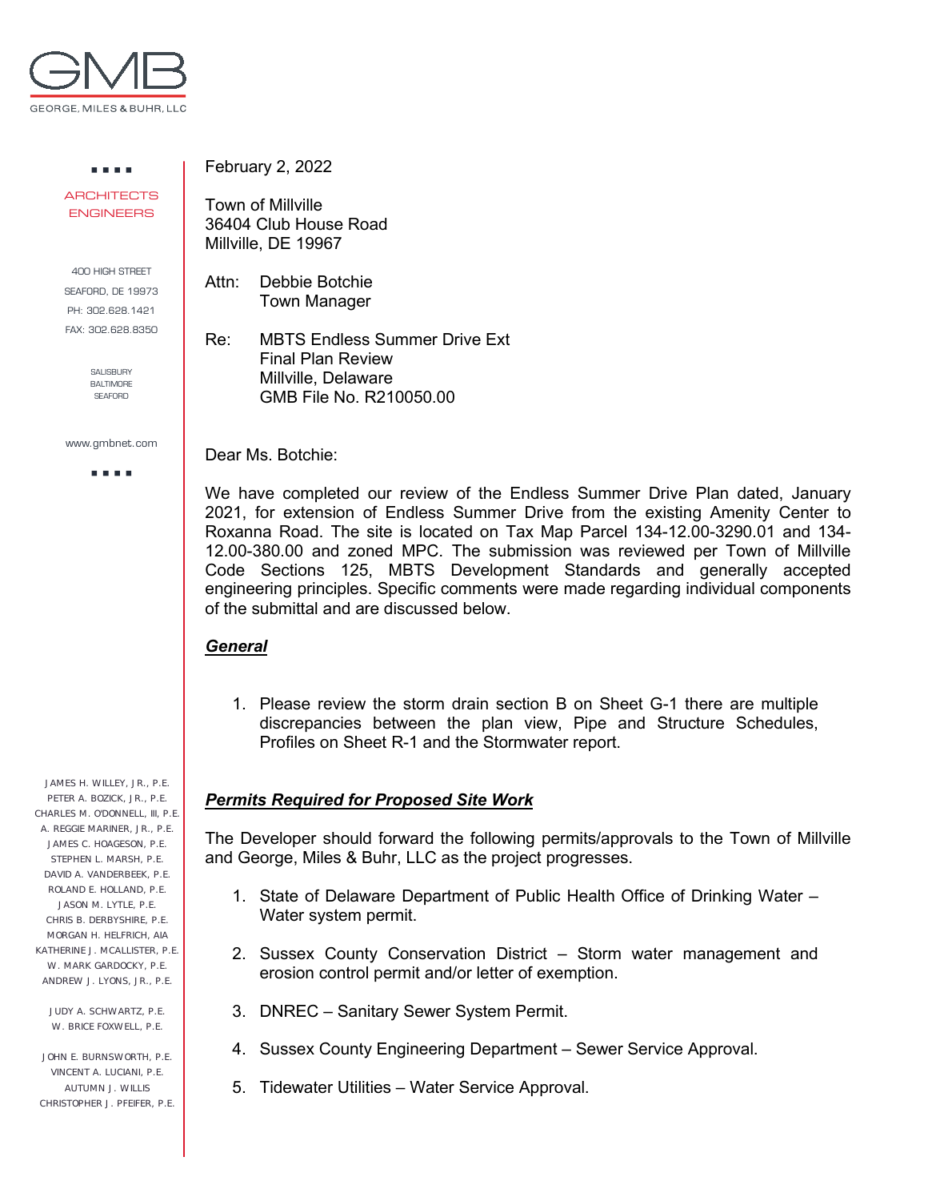GEORGE, MILES & BUHR, LLC

ARCHITECTS
ENGINEERS

400 HIGH STREET
SEAFORD, DE 19973
PH: 302.628.1421
FAX: 302.628.8350

SALISBURY
BALTIMORE
SEAFORD

www.gmbnet.com

JAMES H. WILLEY, JR., P.E.
PETER A. BOZICK, JR., P.E.
CHARLES M. O'DONNELL, III, P.E.
A. REGGIE MARINER, JR., P.E.
JAMES C. HOAGESON, P.E.
STEPHEN L. MARSH, P.E.
DAVID A. VANDERBEEK, P.E.
ROLAND E. HOLLAND, P.E.
JASON M. LYTLE, P.E.
CHRIS B. DERBYSHIRE, P.E.
MORGAN H. HELFRICH, AIA
KATHERINE J. MCALLISTER, P.E.
W. MARK GARDOCKY, P.E.
ANDREW J. LYONS, JR., P.E.

JUDY A. SCHWARTZ, P.E.
W. BRICE FOXWELL, P.E.

JOHN E. BURNSWORTH, P.E.
VINCENT A. LUCIANI, P.E.
AUTUMN J. WILLIS
CHRISTOPHER J. PFEIFER, P.E.

February 2, 2022

Town of Millville
36404 Club House Road
Millville, DE 19967

Attn: Debbie Botchie
Town Manager

Re: MBTS Endless Summer Drive Ext
Final Plan Review
Millville, Delaware
GMB File No. R210050.00

Dear Ms. Botchie:

We have completed our review of the Endless Summer Drive Plan dated, January 2021, for extension of Endless Summer Drive from the existing Amenity Center to Roxanna Road. The site is located on Tax Map Parcel 134-12.00-3290.01 and 134-12.00-380.00 and zoned MPC. The submission was reviewed per Town of Millville Code Sections 125, MBTS Development Standards and generally accepted engineering principles. Specific comments were made regarding individual components of the submittal and are discussed below.

***General***

1. Please review the storm drain section B on Sheet G-1 there are multiple discrepancies between the plan view, Pipe and Structure Schedules, Profiles on Sheet R-1 and the Stormwater report.

***Permits Required for Proposed Site Work***

The Developer should forward the following permits/approvals to the Town of Millville and George, Miles & Buhr, LLC as the project progresses.

1. State of Delaware Department of Public Health Office of Drinking Water – Water system permit.

2. Sussex County Conservation District – Storm water management and erosion control permit and/or letter of exemption.

3. DNREC – Sanitary Sewer System Permit.

4. Sussex County Engineering Department – Sewer Service Approval.

5. Tidewater Utilities – Water Service Approval.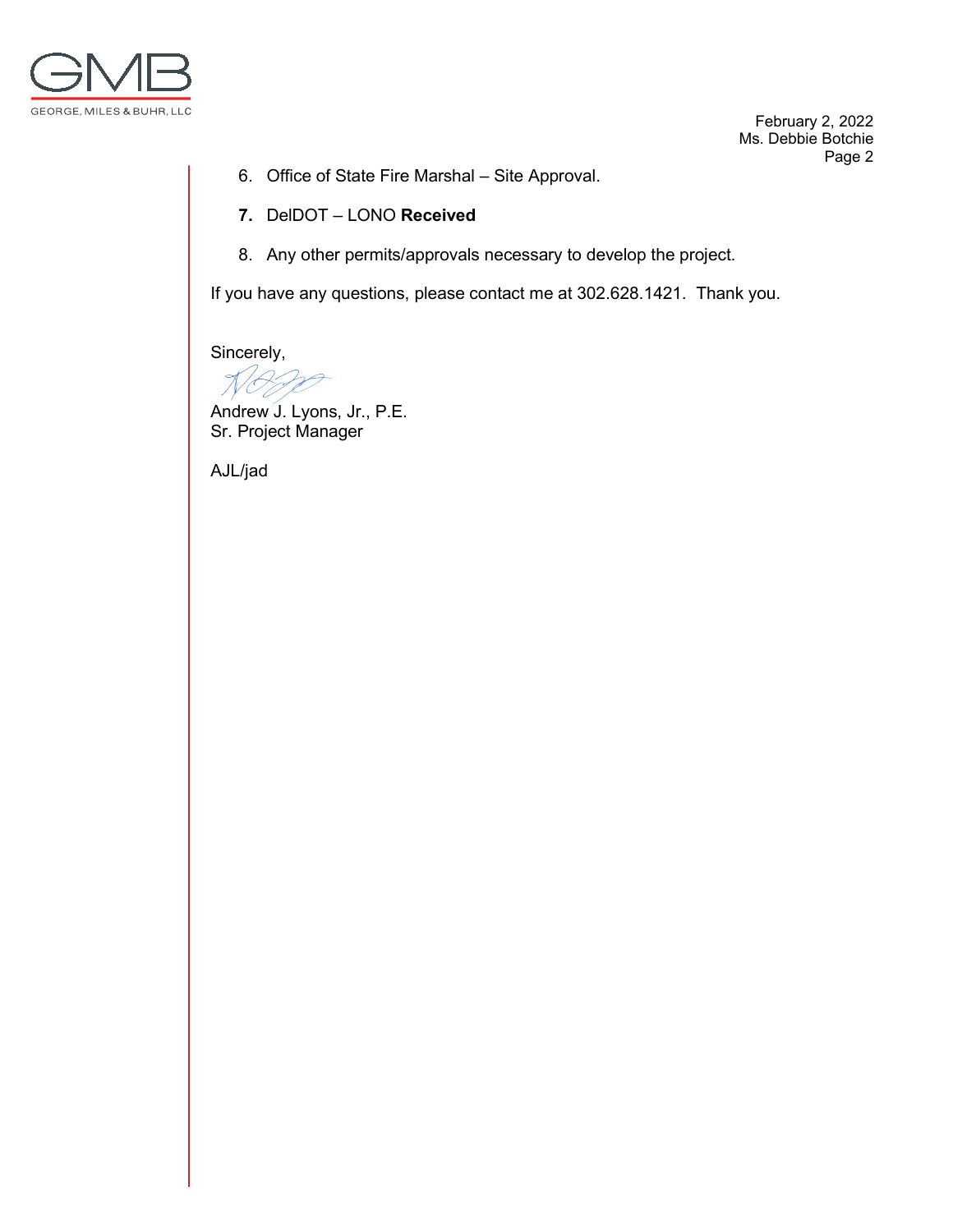6. Office of State Fire Marshal – Site Approval.

7. DelDOT – LONO **Received**

8. Any other permits/approvals necessary to develop the project.

If you have any questions, please contact me at 302.628.1421. Thank you.

Sincerely,

Andrew J. Lyons, Jr., P.E.
Sr. Project Manager

AJL/jad